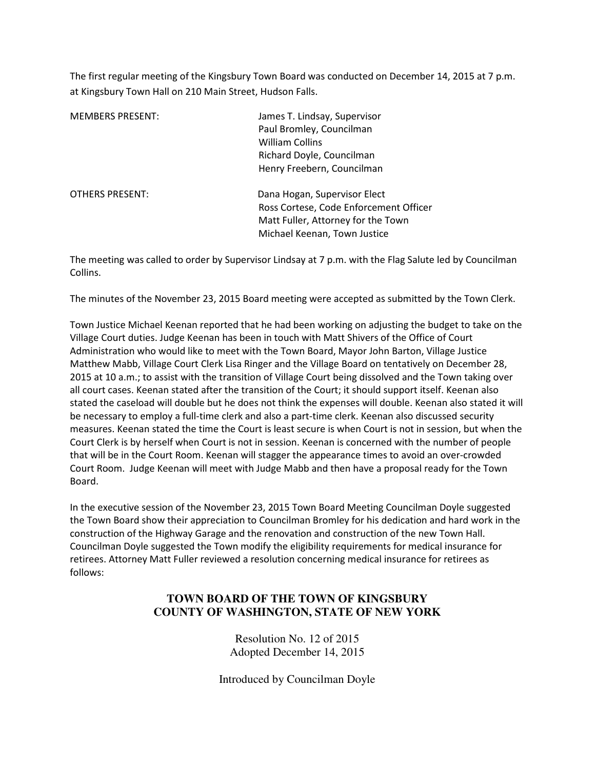The first regular meeting of the Kingsbury Town Board was conducted on December 14, 2015 at 7 p.m. at Kingsbury Town Hall on 210 Main Street, Hudson Falls.

| | |
|---|---|
| MEMBERS PRESENT: | James T. Lindsay, Supervisor<br>Paul Bromley, Councilman<br>William Collins<br>Richard Doyle, Councilman<br>Henry Freebern, Councilman |
| OTHERS PRESENT: | Dana Hogan, Supervisor Elect<br>Ross Cortese, Code Enforcement Officer<br>Matt Fuller, Attorney for the Town<br>Michael Keenan, Town Justice |

The meeting was called to order by Supervisor Lindsay at 7 p.m. with the Flag Salute led by Councilman Collins.

The minutes of the November 23, 2015 Board meeting were accepted as submitted by the Town Clerk.

Town Justice Michael Keenan reported that he had been working on adjusting the budget to take on the Village Court duties. Judge Keenan has been in touch with Matt Shivers of the Office of Court Administration who would like to meet with the Town Board, Mayor John Barton, Village Justice Matthew Mabb, Village Court Clerk Lisa Ringer and the Village Board on tentatively on December 28, 2015 at 10 a.m.; to assist with the transition of Village Court being dissolved and the Town taking over all court cases. Keenan stated after the transition of the Court; it should support itself. Keenan also stated the caseload will double but he does not think the expenses will double. Keenan also stated it will be necessary to employ a full-time clerk and also a part-time clerk. Keenan also discussed security measures. Keenan stated the time the Court is least secure is when Court is not in session, but when the Court Clerk is by herself when Court is not in session. Keenan is concerned with the number of people that will be in the Court Room. Keenan will stagger the appearance times to avoid an over-crowded Court Room. Judge Keenan will meet with Judge Mabb and then have a proposal ready for the Town Board.

In the executive session of the November 23, 2015 Town Board Meeting Councilman Doyle suggested the Town Board show their appreciation to Councilman Bromley for his dedication and hard work in the construction of the Highway Garage and the renovation and construction of the new Town Hall. Councilman Doyle suggested the Town modify the eligibility requirements for medical insurance for retirees. Attorney Matt Fuller reviewed a resolution concerning medical insurance for retirees as follows:

**TOWN BOARD OF THE TOWN OF KINGSBURY**
**COUNTY OF WASHINGTON, STATE OF NEW YORK**

Resolution No. 12 of 2015
Adopted December 14, 2015

Introduced by Councilman Doyle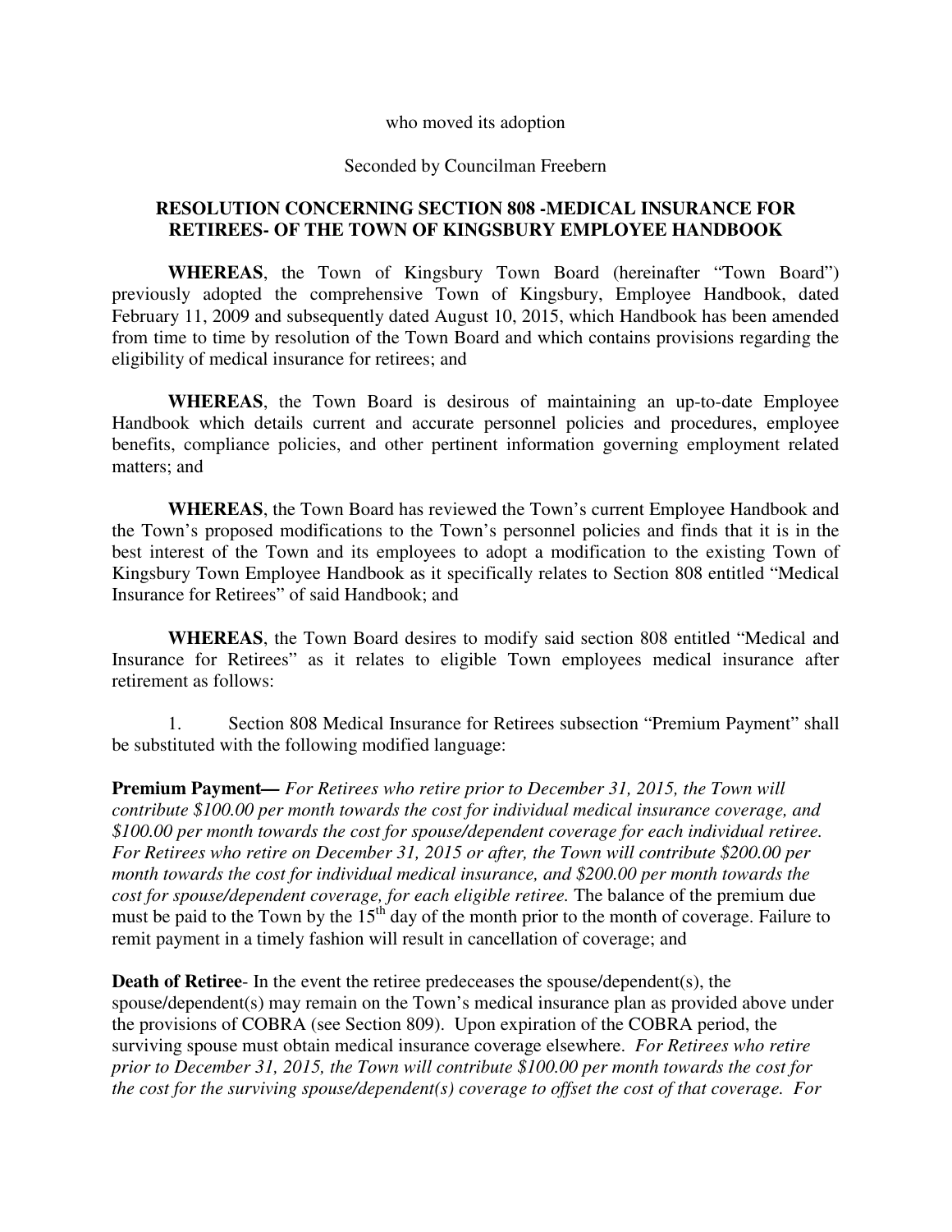who moved its adoption

Seconded by Councilman Freebern

**RESOLUTION CONCERNING SECTION 808 -MEDICAL INSURANCE FOR RETIREES- OF THE TOWN OF KINGSBURY EMPLOYEE HANDBOOK**

**WHEREAS**, the Town of Kingsbury Town Board (hereinafter "Town Board") previously adopted the comprehensive Town of Kingsbury, Employee Handbook, dated February 11, 2009 and subsequently dated August 10, 2015, which Handbook has been amended from time to time by resolution of the Town Board and which contains provisions regarding the eligibility of medical insurance for retirees; and

**WHEREAS**, the Town Board is desirous of maintaining an up-to-date Employee Handbook which details current and accurate personnel policies and procedures, employee benefits, compliance policies, and other pertinent information governing employment related matters; and

**WHEREAS**, the Town Board has reviewed the Town's current Employee Handbook and the Town's proposed modifications to the Town's personnel policies and finds that it is in the best interest of the Town and its employees to adopt a modification to the existing Town of Kingsbury Town Employee Handbook as it specifically relates to Section 808 entitled "Medical Insurance for Retirees" of said Handbook; and

**WHEREAS**, the Town Board desires to modify said section 808 entitled "Medical and Insurance for Retirees" as it relates to eligible Town employees medical insurance after retirement as follows:

1. Section 808 Medical Insurance for Retirees subsection "Premium Payment" shall be substituted with the following modified language:

**Premium Payment—** *For Retirees who retire prior to December 31, 2015, the Town will contribute $100.00 per month towards the cost for individual medical insurance coverage, and $100.00 per month towards the cost for spouse/dependent coverage for each individual retiree. For Retirees who retire on December 31, 2015 or after, the Town will contribute $200.00 per month towards the cost for individual medical insurance, and $200.00 per month towards the cost for spouse/dependent coverage, for each eligible retiree.* The balance of the premium due must be paid to the Town by the 15th day of the month prior to the month of coverage. Failure to remit payment in a timely fashion will result in cancellation of coverage; and

**Death of Retiree**- In the event the retiree predeceases the spouse/dependent(s), the spouse/dependent(s) may remain on the Town's medical insurance plan as provided above under the provisions of COBRA (see Section 809). Upon expiration of the COBRA period, the surviving spouse must obtain medical insurance coverage elsewhere. *For Retirees who retire prior to December 31, 2015, the Town will contribute $100.00 per month towards the cost for the cost for the surviving spouse/dependent(s) coverage to offset the cost of that coverage. For*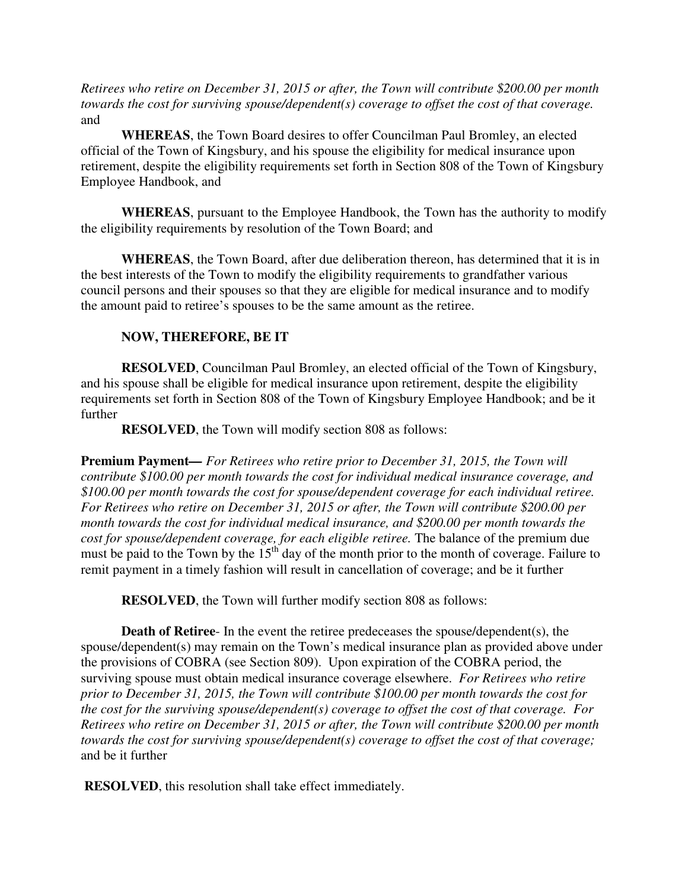*Retirees who retire on December 31, 2015 or after, the Town will contribute $200.00 per month towards the cost for surviving spouse/dependent(s) coverage to offset the cost of that coverage.* and

**WHEREAS**, the Town Board desires to offer Councilman Paul Bromley, an elected official of the Town of Kingsbury, and his spouse the eligibility for medical insurance upon retirement, despite the eligibility requirements set forth in Section 808 of the Town of Kingsbury Employee Handbook, and

**WHEREAS**, pursuant to the Employee Handbook, the Town has the authority to modify the eligibility requirements by resolution of the Town Board; and

**WHEREAS**, the Town Board, after due deliberation thereon, has determined that it is in the best interests of the Town to modify the eligibility requirements to grandfather various council persons and their spouses so that they are eligible for medical insurance and to modify the amount paid to retiree's spouses to be the same amount as the retiree.

**NOW, THEREFORE, BE IT**

**RESOLVED**, Councilman Paul Bromley, an elected official of the Town of Kingsbury, and his spouse shall be eligible for medical insurance upon retirement, despite the eligibility requirements set forth in Section 808 of the Town of Kingsbury Employee Handbook; and be it further

**RESOLVED**, the Town will modify section 808 as follows:

**Premium Payment—** *For Retirees who retire prior to December 31, 2015, the Town will contribute $100.00 per month towards the cost for individual medical insurance coverage, and $100.00 per month towards the cost for spouse/dependent coverage for each individual retiree. For Retirees who retire on December 31, 2015 or after, the Town will contribute $200.00 per month towards the cost for individual medical insurance, and $200.00 per month towards the cost for spouse/dependent coverage, for each eligible retiree.* The balance of the premium due must be paid to the Town by the 15th day of the month prior to the month of coverage. Failure to remit payment in a timely fashion will result in cancellation of coverage; and be it further

**RESOLVED**, the Town will further modify section 808 as follows:

**Death of Retiree**- In the event the retiree predeceases the spouse/dependent(s), the spouse/dependent(s) may remain on the Town's medical insurance plan as provided above under the provisions of COBRA (see Section 809). Upon expiration of the COBRA period, the surviving spouse must obtain medical insurance coverage elsewhere. *For Retirees who retire prior to December 31, 2015, the Town will contribute $100.00 per month towards the cost for the cost for the surviving spouse/dependent(s) coverage to offset the cost of that coverage. For Retirees who retire on December 31, 2015 or after, the Town will contribute $200.00 per month towards the cost for surviving spouse/dependent(s) coverage to offset the cost of that coverage;* and be it further

**RESOLVED**, this resolution shall take effect immediately.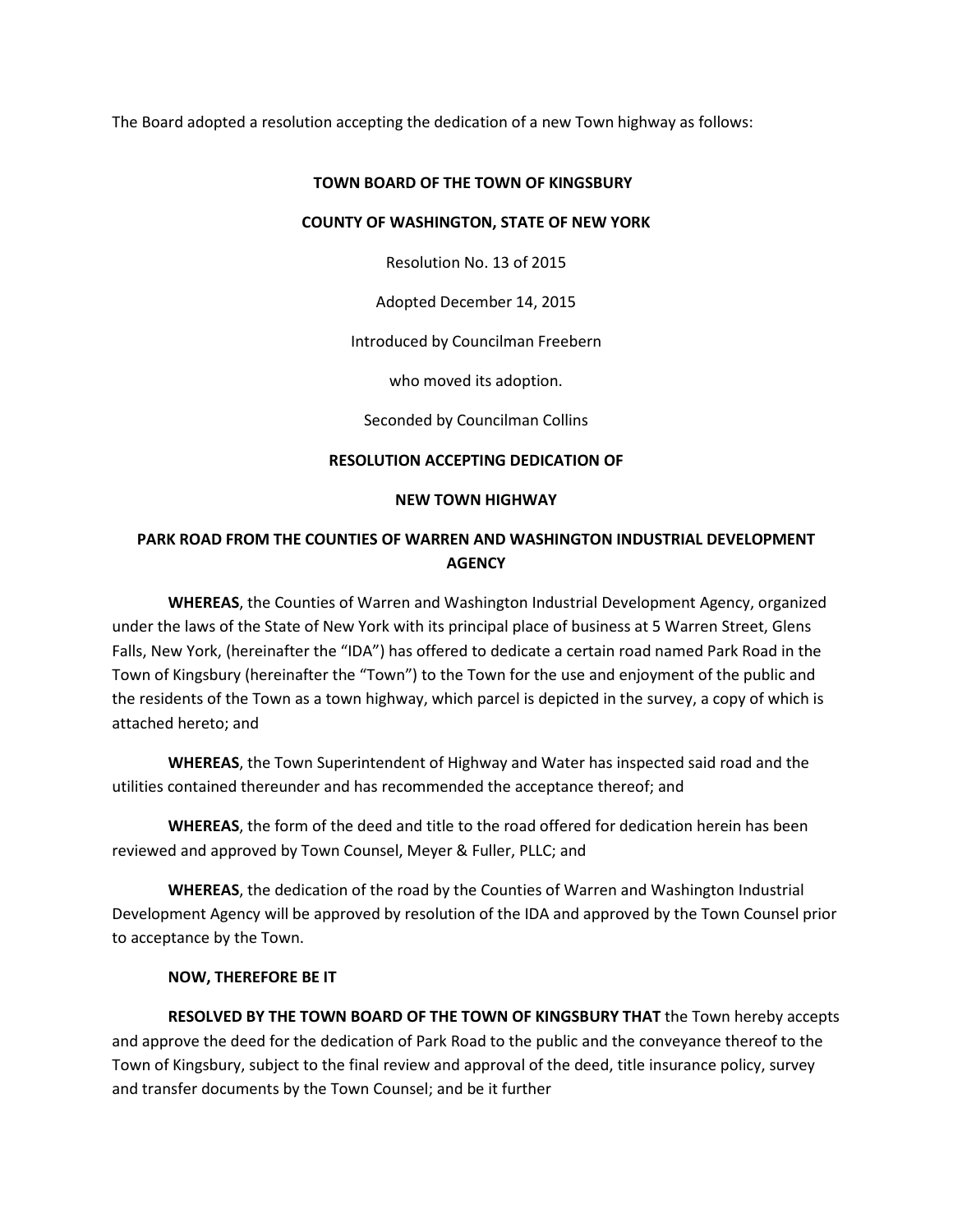The Board adopted a resolution accepting the dedication of a new Town highway as follows:

**TOWN BOARD OF THE TOWN OF KINGSBURY**

**COUNTY OF WASHINGTON, STATE OF NEW YORK**

Resolution No. 13 of 2015

Adopted December 14, 2015

Introduced by Councilman Freebern

who moved its adoption.

Seconded by Councilman Collins

**RESOLUTION ACCEPTING DEDICATION OF**

**NEW TOWN HIGHWAY**

**PARK ROAD FROM THE COUNTIES OF WARREN AND WASHINGTON INDUSTRIAL DEVELOPMENT AGENCY**

**WHEREAS**, the Counties of Warren and Washington Industrial Development Agency, organized under the laws of the State of New York with its principal place of business at 5 Warren Street, Glens Falls, New York, (hereinafter the "IDA") has offered to dedicate a certain road named Park Road in the Town of Kingsbury (hereinafter the "Town") to the Town for the use and enjoyment of the public and the residents of the Town as a town highway, which parcel is depicted in the survey, a copy of which is attached hereto; and

**WHEREAS**, the Town Superintendent of Highway and Water has inspected said road and the utilities contained thereunder and has recommended the acceptance thereof; and

**WHEREAS**, the form of the deed and title to the road offered for dedication herein has been reviewed and approved by Town Counsel, Meyer & Fuller, PLLC; and

**WHEREAS**, the dedication of the road by the Counties of Warren and Washington Industrial Development Agency will be approved by resolution of the IDA and approved by the Town Counsel prior to acceptance by the Town.

**NOW, THEREFORE BE IT**

**RESOLVED BY THE TOWN BOARD OF THE TOWN OF KINGSBURY THAT** the Town hereby accepts and approve the deed for the dedication of Park Road to the public and the conveyance thereof to the Town of Kingsbury, subject to the final review and approval of the deed, title insurance policy, survey and transfer documents by the Town Counsel; and be it further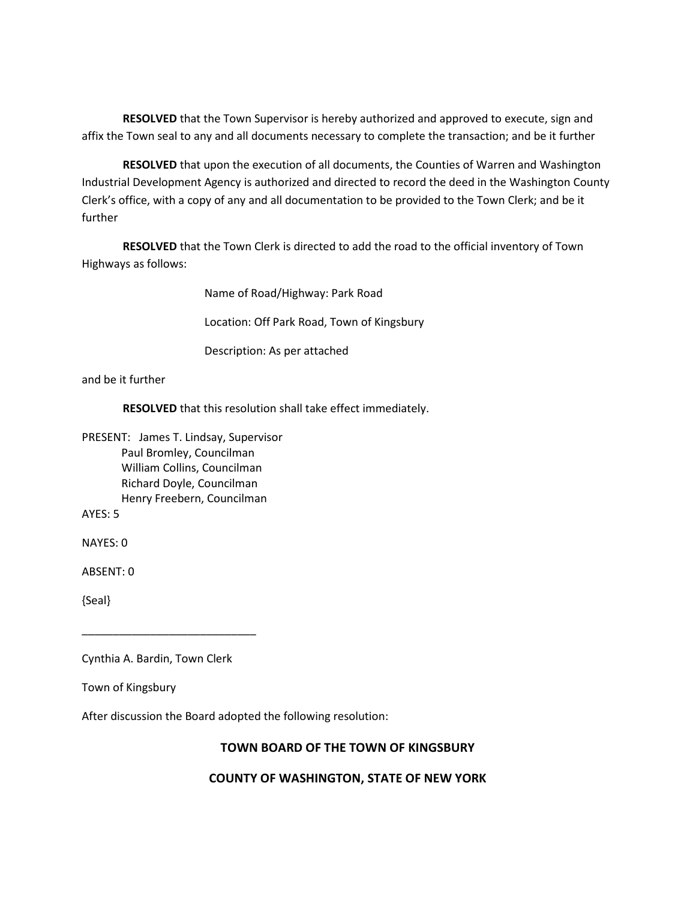**RESOLVED** that the Town Supervisor is hereby authorized and approved to execute, sign and affix the Town seal to any and all documents necessary to complete the transaction; and be it further

**RESOLVED** that upon the execution of all documents, the Counties of Warren and Washington Industrial Development Agency is authorized and directed to record the deed in the Washington County Clerk's office, with a copy of any and all documentation to be provided to the Town Clerk; and be it further

**RESOLVED** that the Town Clerk is directed to add the road to the official inventory of Town Highways as follows:

Name of Road/Highway: Park Road

Location: Off Park Road, Town of Kingsbury

Description: As per attached

and be it further

**RESOLVED** that this resolution shall take effect immediately.

PRESENT: James T. Lindsay, Supervisor
Paul Bromley, Councilman
William Collins, Councilman
Richard Doyle, Councilman
Henry Freebern, Councilman

AYES: 5

NAYES: 0

ABSENT: 0

{Seal}

\_\_\_\_\_\_\_\_\_\_\_\_\_\_\_\_\_\_\_\_\_\_\_\_\_\_\_\_

Cynthia A. Bardin, Town Clerk

Town of Kingsbury

After discussion the Board adopted the following resolution:

**TOWN BOARD OF THE TOWN OF KINGSBURY**

**COUNTY OF WASHINGTON, STATE OF NEW YORK**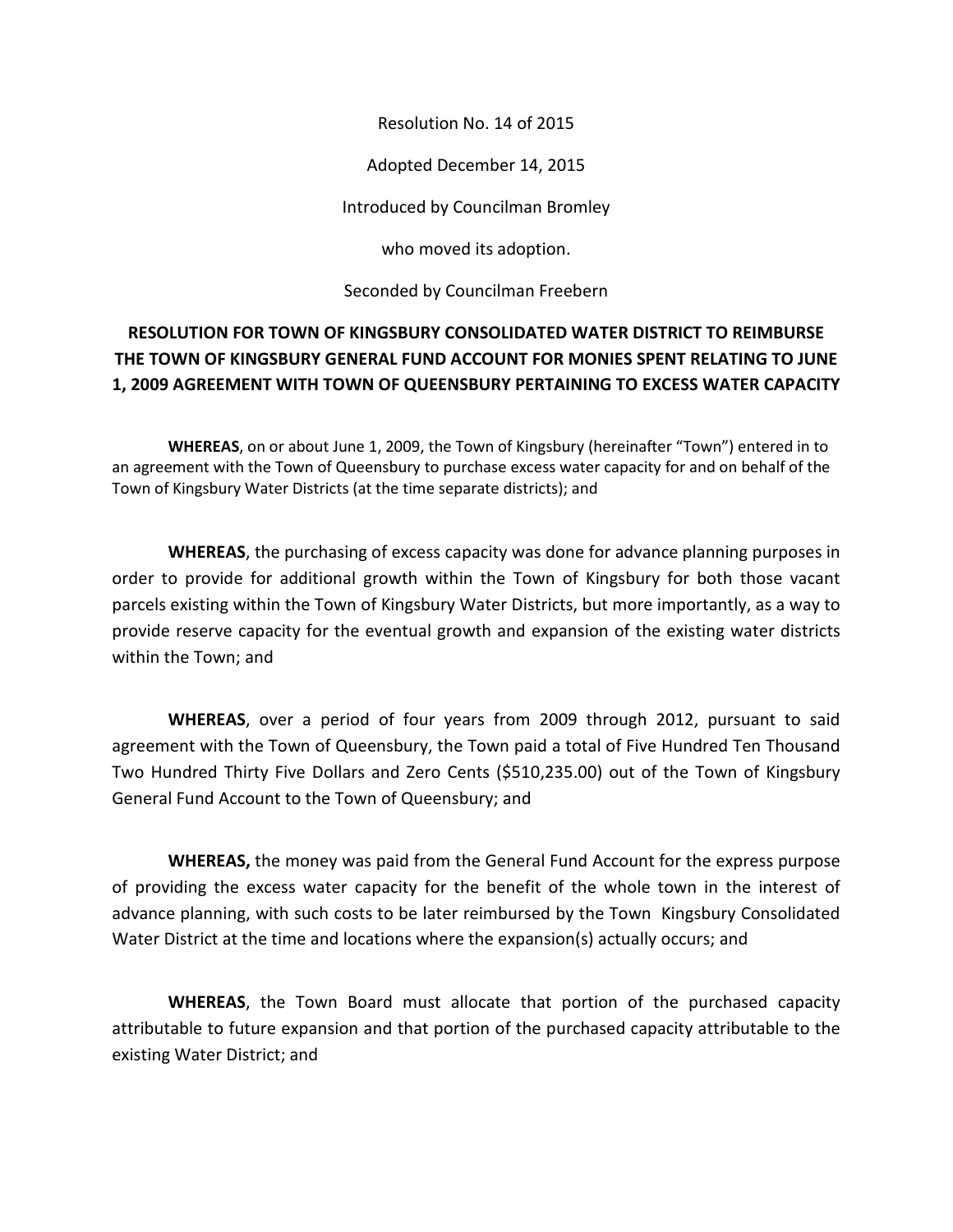Resolution No. 14 of 2015

Adopted December 14, 2015

Introduced by Councilman Bromley

who moved its adoption.

Seconded by Councilman Freebern

**RESOLUTION FOR TOWN OF KINGSBURY CONSOLIDATED WATER DISTRICT TO REIMBURSE THE TOWN OF KINGSBURY GENERAL FUND ACCOUNT FOR MONIES SPENT RELATING TO JUNE 1, 2009 AGREEMENT WITH TOWN OF QUEENSBURY PERTAINING TO EXCESS WATER CAPACITY**

**WHEREAS**, on or about June 1, 2009, the Town of Kingsbury (hereinafter "Town") entered in to an agreement with the Town of Queensbury to purchase excess water capacity for and on behalf of the Town of Kingsbury Water Districts (at the time separate districts); and

**WHEREAS**, the purchasing of excess capacity was done for advance planning purposes in order to provide for additional growth within the Town of Kingsbury for both those vacant parcels existing within the Town of Kingsbury Water Districts, but more importantly, as a way to provide reserve capacity for the eventual growth and expansion of the existing water districts within the Town; and

**WHEREAS**, over a period of four years from 2009 through 2012, pursuant to said agreement with the Town of Queensbury, the Town paid a total of Five Hundred Ten Thousand Two Hundred Thirty Five Dollars and Zero Cents ($510,235.00) out of the Town of Kingsbury General Fund Account to the Town of Queensbury; and

**WHEREAS,** the money was paid from the General Fund Account for the express purpose of providing the excess water capacity for the benefit of the whole town in the interest of advance planning, with such costs to be later reimbursed by the Town Kingsbury Consolidated Water District at the time and locations where the expansion(s) actually occurs; and

**WHEREAS**, the Town Board must allocate that portion of the purchased capacity attributable to future expansion and that portion of the purchased capacity attributable to the existing Water District; and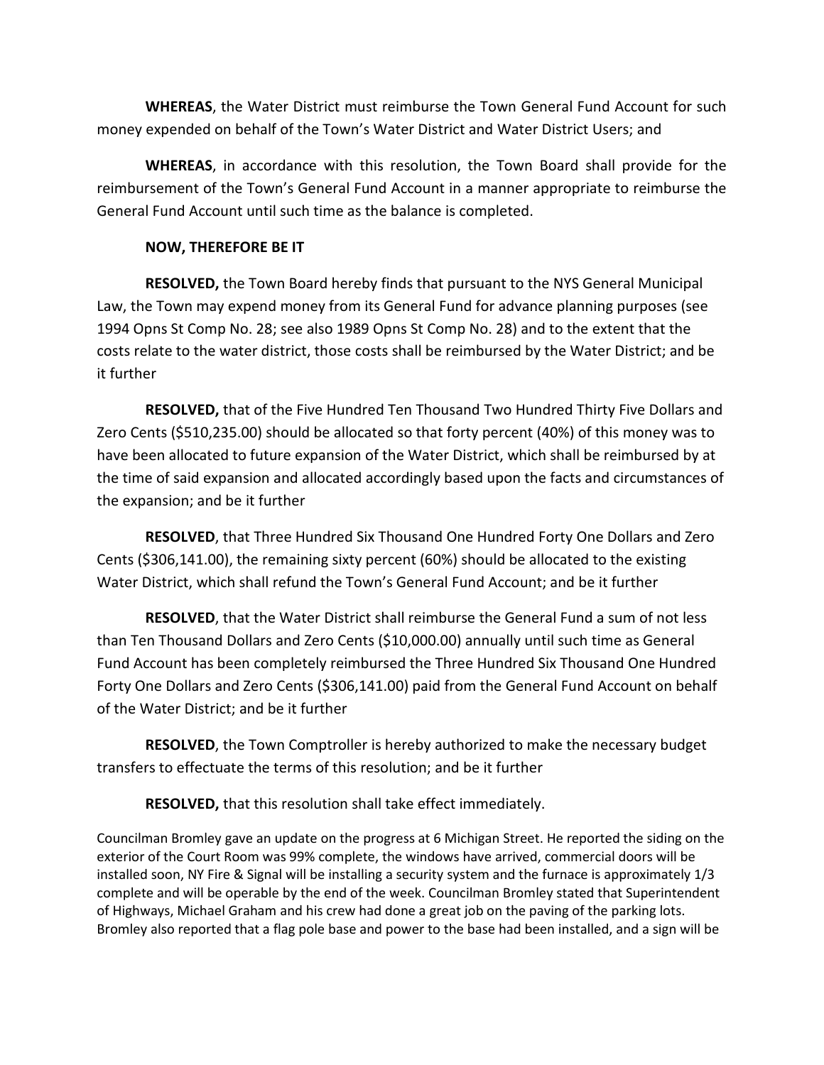**WHEREAS**, the Water District must reimburse the Town General Fund Account for such money expended on behalf of the Town's Water District and Water District Users; and

**WHEREAS**, in accordance with this resolution, the Town Board shall provide for the reimbursement of the Town's General Fund Account in a manner appropriate to reimburse the General Fund Account until such time as the balance is completed.

**NOW, THEREFORE BE IT**

**RESOLVED,** the Town Board hereby finds that pursuant to the NYS General Municipal Law, the Town may expend money from its General Fund for advance planning purposes (see 1994 Opns St Comp No. 28; see also 1989 Opns St Comp No. 28) and to the extent that the costs relate to the water district, those costs shall be reimbursed by the Water District; and be it further

**RESOLVED,** that of the Five Hundred Ten Thousand Two Hundred Thirty Five Dollars and Zero Cents ($510,235.00) should be allocated so that forty percent (40%) of this money was to have been allocated to future expansion of the Water District, which shall be reimbursed by at the time of said expansion and allocated accordingly based upon the facts and circumstances of the expansion; and be it further

**RESOLVED**, that Three Hundred Six Thousand One Hundred Forty One Dollars and Zero Cents ($306,141.00), the remaining sixty percent (60%) should be allocated to the existing Water District, which shall refund the Town's General Fund Account; and be it further

**RESOLVED**, that the Water District shall reimburse the General Fund a sum of not less than Ten Thousand Dollars and Zero Cents ($10,000.00) annually until such time as General Fund Account has been completely reimbursed the Three Hundred Six Thousand One Hundred Forty One Dollars and Zero Cents ($306,141.00) paid from the General Fund Account on behalf of the Water District; and be it further

**RESOLVED**, the Town Comptroller is hereby authorized to make the necessary budget transfers to effectuate the terms of this resolution; and be it further

**RESOLVED,** that this resolution shall take effect immediately.

Councilman Bromley gave an update on the progress at 6 Michigan Street. He reported the siding on the exterior of the Court Room was 99% complete, the windows have arrived, commercial doors will be installed soon, NY Fire & Signal will be installing a security system and the furnace is approximately 1/3 complete and will be operable by the end of the week. Councilman Bromley stated that Superintendent of Highways, Michael Graham and his crew had done a great job on the paving of the parking lots. Bromley also reported that a flag pole base and power to the base had been installed, and a sign will be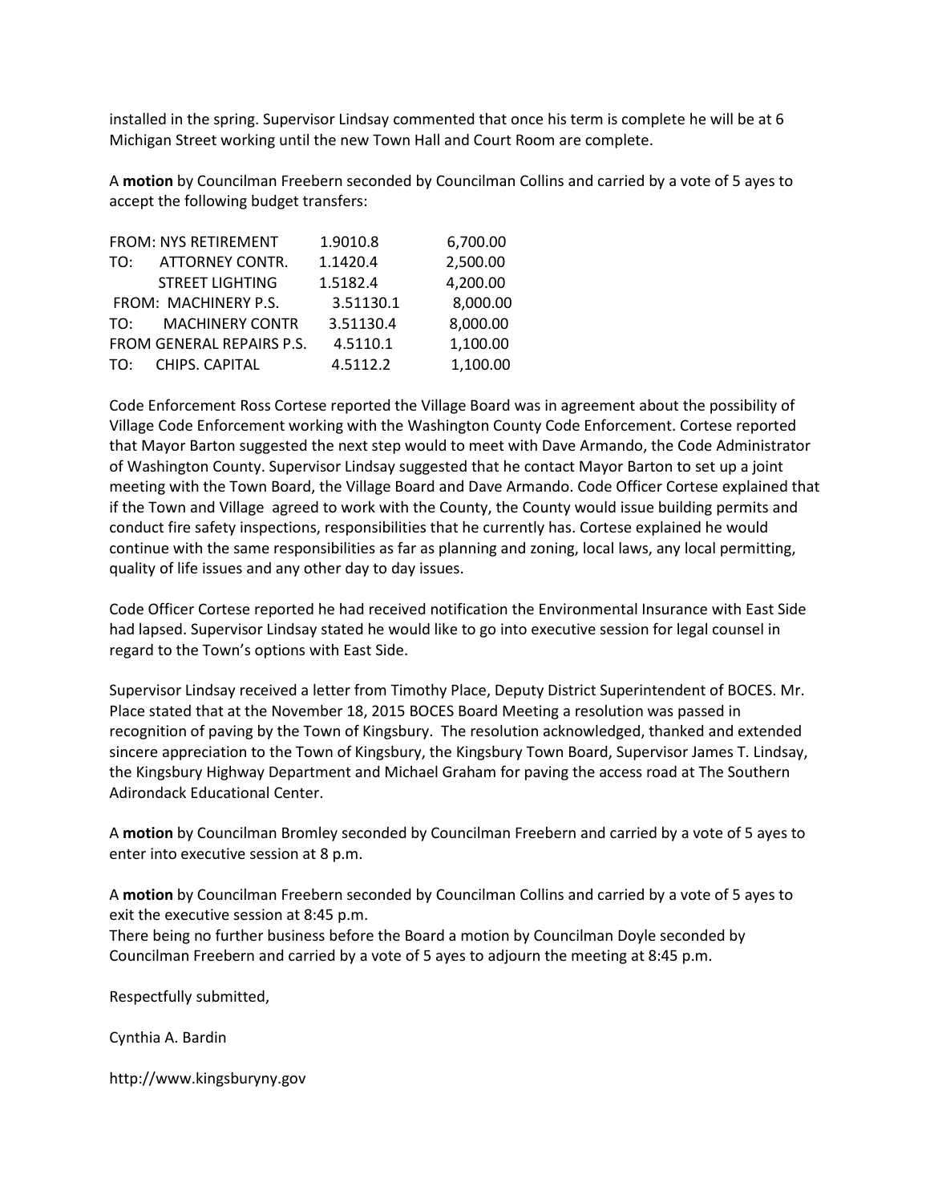installed in the spring. Supervisor Lindsay commented that once his term is complete he will be at 6 Michigan Street working until the new Town Hall and Court Room are complete.

A **motion** by Councilman Freebern seconded by Councilman Collins and carried by a vote of 5 ayes to accept the following budget transfers:

| | | | |
|---|---|---|---|
| FROM: | NYS RETIREMENT | 1.9010.8 | 6,700.00 |
| TO: | ATTORNEY CONTR. | 1.1420.4 | 2,500.00 |
| | STREET LIGHTING | 1.5182.4 | 4,200.00 |
| FROM: | MACHINERY P.S. | 3.51130.1 | 8,000.00 |
| TO: | MACHINERY CONTR | 3.51130.4 | 8,000.00 |
| FROM | GENERAL REPAIRS P.S. | 4.5110.1 | 1,100.00 |
| TO: | CHIPS. CAPITAL | 4.5112.2 | 1,100.00 |

Code Enforcement Ross Cortese reported the Village Board was in agreement about the possibility of Village Code Enforcement working with the Washington County Code Enforcement. Cortese reported that Mayor Barton suggested the next step would to meet with Dave Armando, the Code Administrator of Washington County. Supervisor Lindsay suggested that he contact Mayor Barton to set up a joint meeting with the Town Board, the Village Board and Dave Armando. Code Officer Cortese explained that if the Town and Village agreed to work with the County, the County would issue building permits and conduct fire safety inspections, responsibilities that he currently has. Cortese explained he would continue with the same responsibilities as far as planning and zoning, local laws, any local permitting, quality of life issues and any other day to day issues.

Code Officer Cortese reported he had received notification the Environmental Insurance with East Side had lapsed. Supervisor Lindsay stated he would like to go into executive session for legal counsel in regard to the Town's options with East Side.

Supervisor Lindsay received a letter from Timothy Place, Deputy District Superintendent of BOCES. Mr. Place stated that at the November 18, 2015 BOCES Board Meeting a resolution was passed in recognition of paving by the Town of Kingsbury. The resolution acknowledged, thanked and extended sincere appreciation to the Town of Kingsbury, the Kingsbury Town Board, Supervisor James T. Lindsay, the Kingsbury Highway Department and Michael Graham for paving the access road at The Southern Adirondack Educational Center.

A **motion** by Councilman Bromley seconded by Councilman Freebern and carried by a vote of 5 ayes to enter into executive session at 8 p.m.

A **motion** by Councilman Freebern seconded by Councilman Collins and carried by a vote of 5 ayes to exit the executive session at 8:45 p.m.
There being no further business before the Board a motion by Councilman Doyle seconded by Councilman Freebern and carried by a vote of 5 ayes to adjourn the meeting at 8:45 p.m.

Respectfully submitted,

Cynthia A. Bardin

http://www.kingsburyny.gov